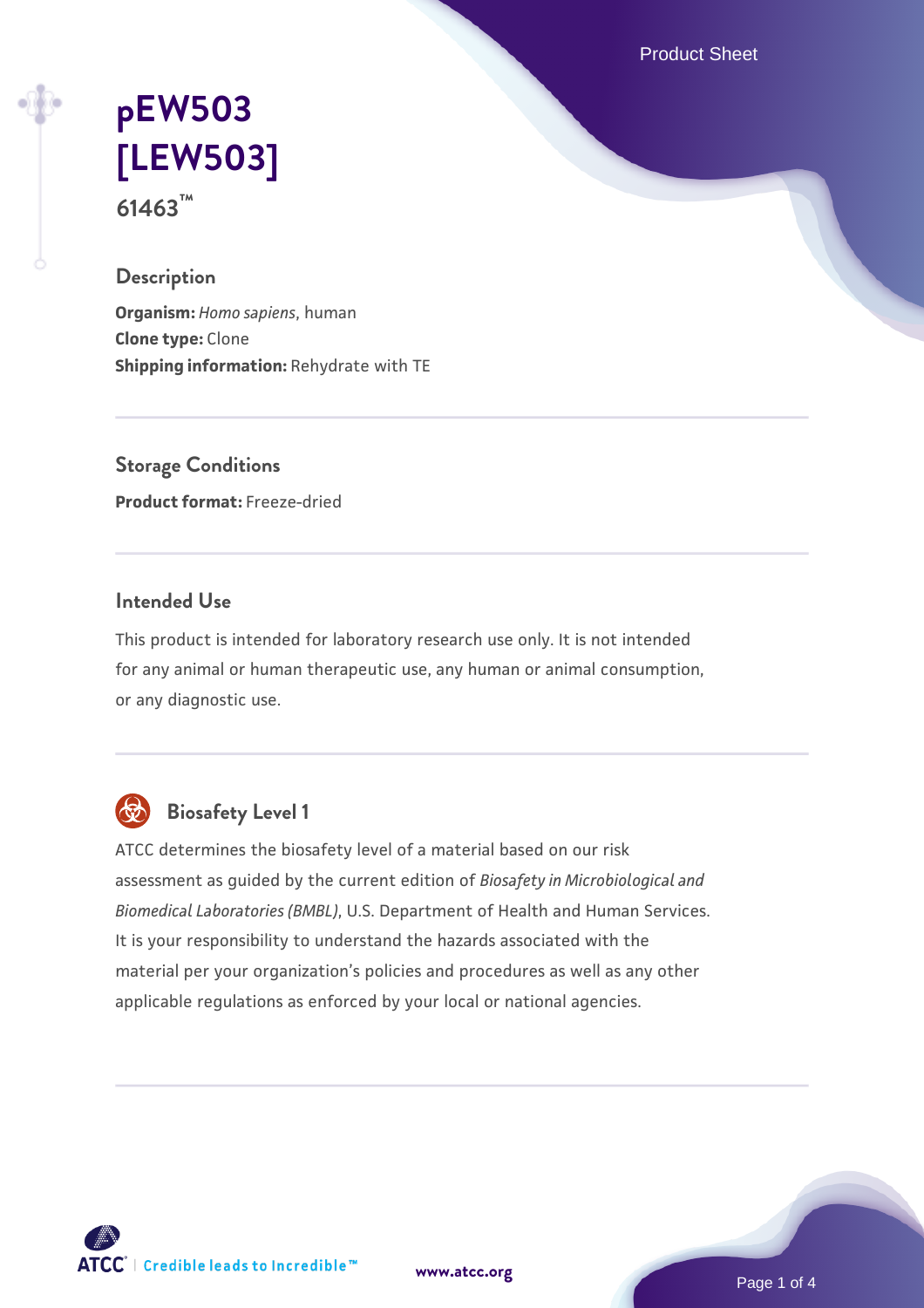Product Sheet

# pEW503 [LEW503]

**61463™**

## Description

**Organism:** *Homo sapiens*, human
**Clone type:** Clone
**Shipping information:** Rehydrate with TE

## Storage Conditions

**Product format:** Freeze-dried

## Intended Use

This product is intended for laboratory research use only. It is not intended for any animal or human therapeutic use, any human or animal consumption, or any diagnostic use.

## Biosafety Level 1

ATCC determines the biosafety level of a material based on our risk assessment as guided by the current edition of *Biosafety in Microbiological and Biomedical Laboratories (BMBL)*, U.S. Department of Health and Human Services. It is your responsibility to understand the hazards associated with the material per your organization's policies and procedures as well as any other applicable regulations as enforced by your local or national agencies.

ATCC | Credible leads to Incredible™

www.atcc.org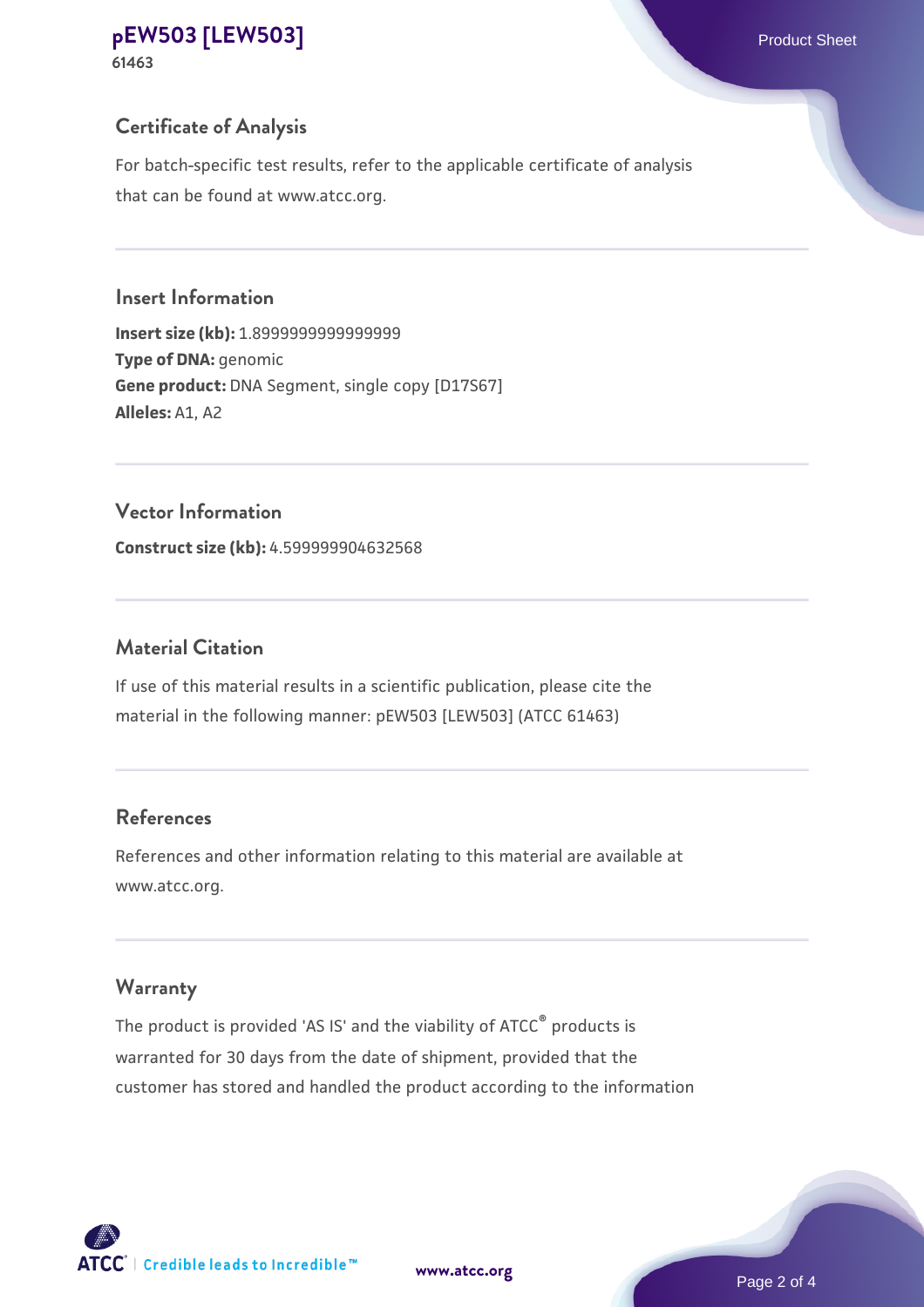## Certificate of Analysis

For batch-specific test results, refer to the applicable certificate of analysis that can be found at www.atcc.org.

## Insert Information

**Insert size (kb):** 1.8999999999999999
**Type of DNA:** genomic
**Gene product:** DNA Segment, single copy [D17S67]
**Alleles:** A1, A2

## Vector Information

**Construct size (kb):** 4.599999904632568

## Material Citation

If use of this material results in a scientific publication, please cite the material in the following manner: pEW503 [LEW503] (ATCC 61463)

## References

References and other information relating to this material are available at www.atcc.org.

## Warranty

The product is provided 'AS IS' and the viability of ATCC® products is warranted for 30 days from the date of shipment, provided that the customer has stored and handled the product according to the information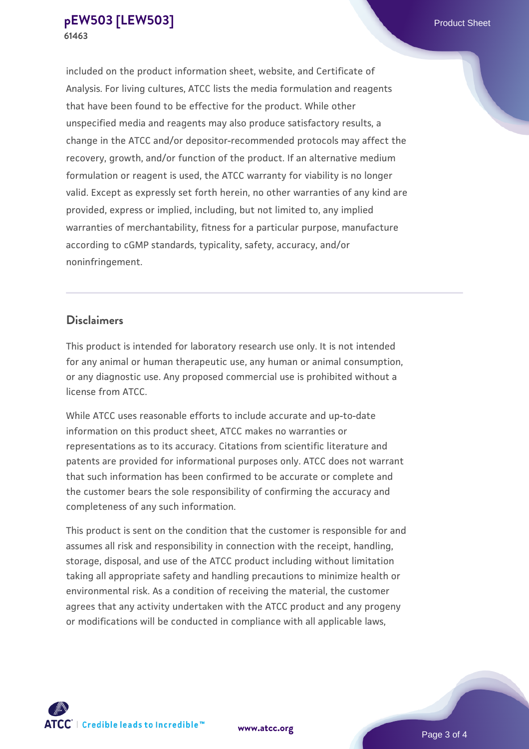included on the product information sheet, website, and Certificate of Analysis. For living cultures, ATCC lists the media formulation and reagents that have been found to be effective for the product. While other unspecified media and reagents may also produce satisfactory results, a change in the ATCC and/or depositor-recommended protocols may affect the recovery, growth, and/or function of the product. If an alternative medium formulation or reagent is used, the ATCC warranty for viability is no longer valid. Except as expressly set forth herein, no other warranties of any kind are provided, express or implied, including, but not limited to, any implied warranties of merchantability, fitness for a particular purpose, manufacture according to cGMP standards, typicality, safety, accuracy, and/or noninfringement.

## Disclaimers

This product is intended for laboratory research use only. It is not intended for any animal or human therapeutic use, any human or animal consumption, or any diagnostic use. Any proposed commercial use is prohibited without a license from ATCC.

While ATCC uses reasonable efforts to include accurate and up-to-date information on this product sheet, ATCC makes no warranties or representations as to its accuracy. Citations from scientific literature and patents are provided for informational purposes only. ATCC does not warrant that such information has been confirmed to be accurate or complete and the customer bears the sole responsibility of confirming the accuracy and completeness of any such information.

This product is sent on the condition that the customer is responsible for and assumes all risk and responsibility in connection with the receipt, handling, storage, disposal, and use of the ATCC product including without limitation taking all appropriate safety and handling precautions to minimize health or environmental risk. As a condition of receiving the material, the customer agrees that any activity undertaken with the ATCC product and any progeny or modifications will be conducted in compliance with all applicable laws,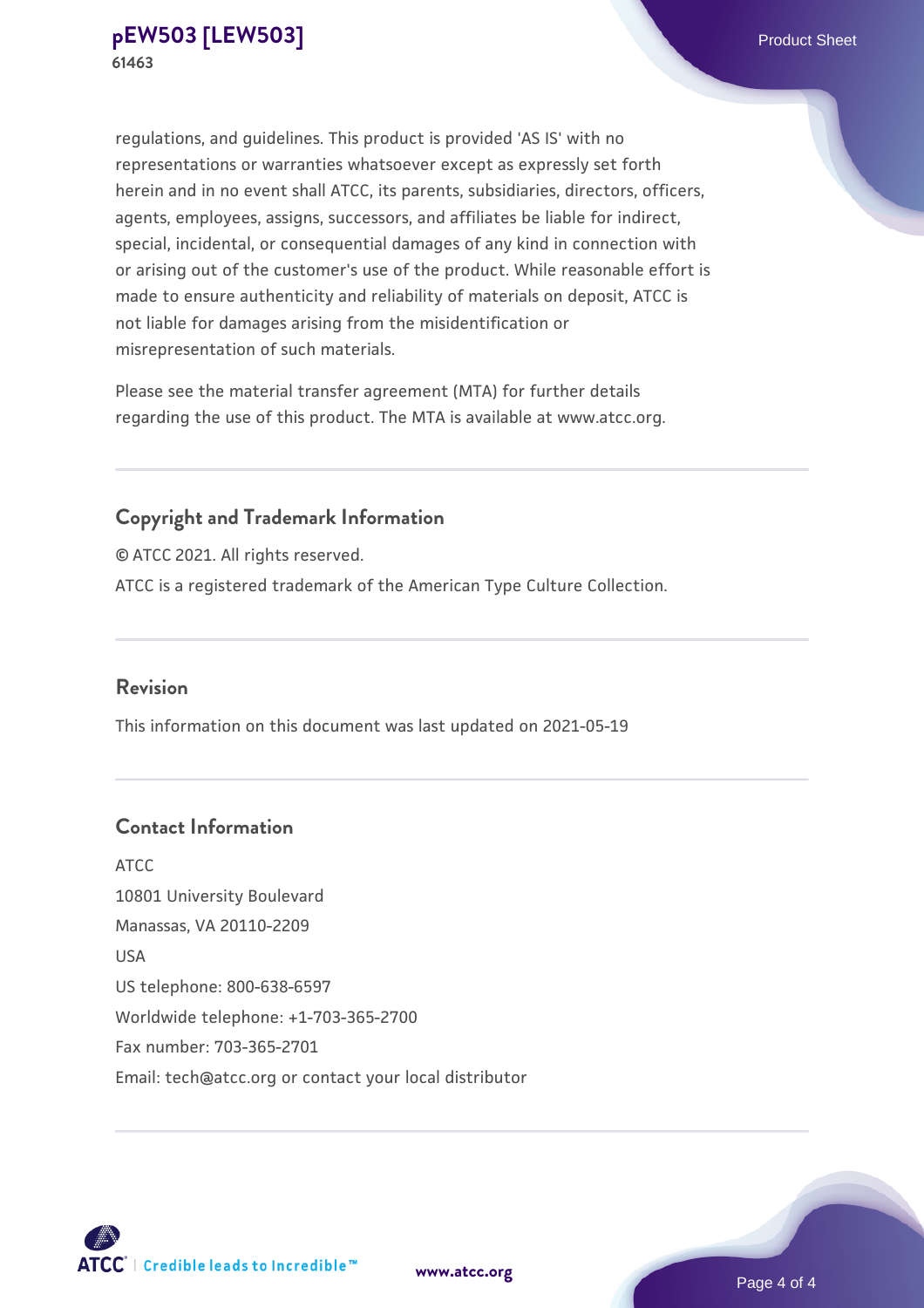regulations, and guidelines. This product is provided 'AS IS' with no representations or warranties whatsoever except as expressly set forth herein and in no event shall ATCC, its parents, subsidiaries, directors, officers, agents, employees, assigns, successors, and affiliates be liable for indirect, special, incidental, or consequential damages of any kind in connection with or arising out of the customer's use of the product. While reasonable effort is made to ensure authenticity and reliability of materials on deposit, ATCC is not liable for damages arising from the misidentification or misrepresentation of such materials.

Please see the material transfer agreement (MTA) for further details regarding the use of this product. The MTA is available at www.atcc.org.

## Copyright and Trademark Information

© ATCC 2021. All rights reserved.

ATCC is a registered trademark of the American Type Culture Collection.

## Revision

This information on this document was last updated on 2021-05-19

## Contact Information

ATCC
10801 University Boulevard
Manassas, VA 20110-2209
USA
US telephone: 800-638-6597
Worldwide telephone: +1-703-365-2700
Fax number: 703-365-2701
Email: tech@atcc.org or contact your local distributor